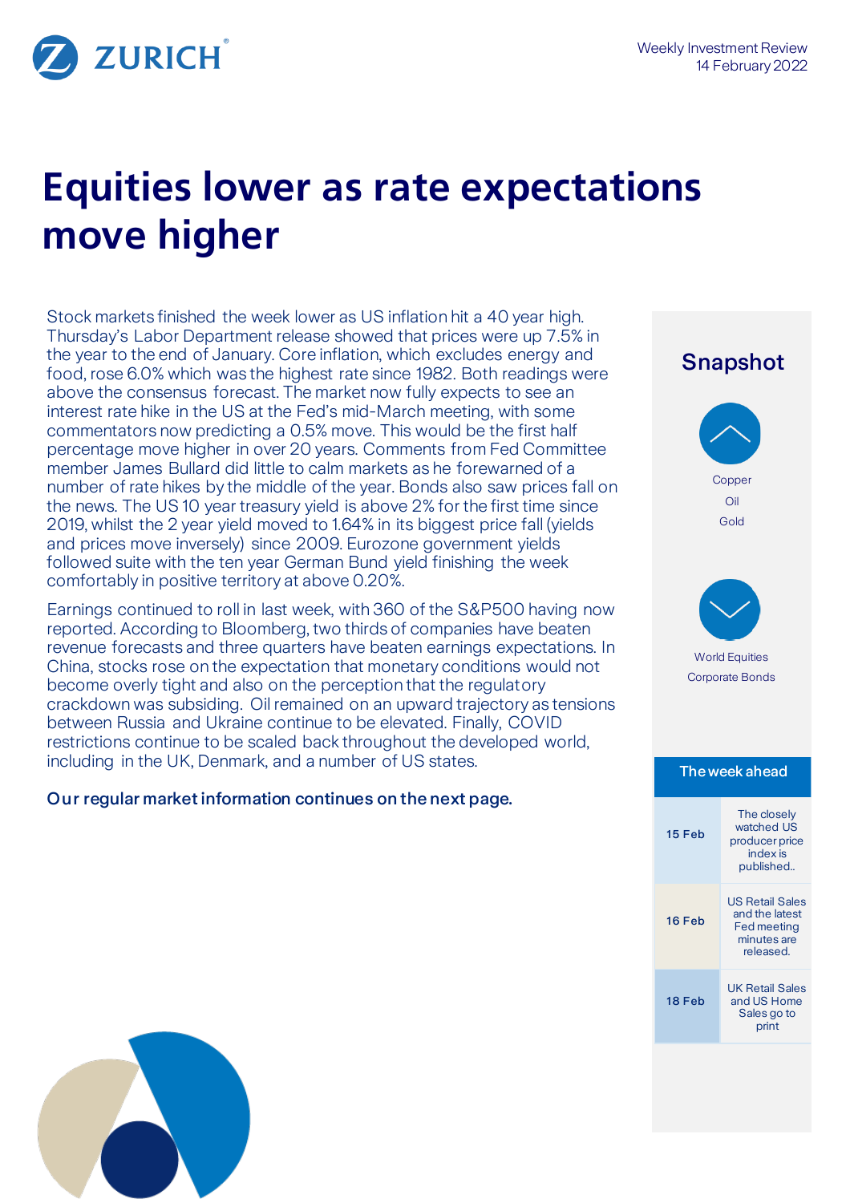Weekly Investment Review
14 February 2022

# Equities lower as rate expectations move higher

Stock markets finished the week lower as US inflation hit a 40 year high. Thursday's Labor Department release showed that prices were up 7.5% in the year to the end of January. Core inflation, which excludes energy and food, rose 6.0% which was the highest rate since 1982. Both readings were above the consensus forecast. The market now fully expects to see an interest rate hike in the US at the Fed's mid-March meeting, with some commentators now predicting a 0.5% move. This would be the first half percentage move higher in over 20 years. Comments from Fed Committee member James Bullard did little to calm markets as he forewarned of a number of rate hikes by the middle of the year. Bonds also saw prices fall on the news. The US 10 year treasury yield is above 2% for the first time since 2019, whilst the 2 year yield moved to 1.64% in its biggest price fall (yields and prices move inversely) since 2009. Eurozone government yields followed suite with the ten year German Bund yield finishing the week comfortably in positive territory at above 0.20%.

Earnings continued to roll in last week, with 360 of the S&P500 having now reported. According to Bloomberg, two thirds of companies have beaten revenue forecasts and three quarters have beaten earnings expectations. In China, stocks rose on the expectation that monetary conditions would not become overly tight and also on the perception that the regulatory crackdown was subsiding. Oil remained on an upward trajectory as tensions between Russia and Ukraine continue to be elevated. Finally, COVID restrictions continue to be scaled back throughout the developed world, including in the UK, Denmark, and a number of US states.

**Our regular market information continues on the next page.**

## Snapshot

**Up:**
- Copper
- Oil
- Gold

**Down:**
- World Equities
- Corporate Bonds

## The week ahead

| Date | Event |
| --- | --- |
| 15 Feb | The closely watched US producer price index is published.. |
| 16 Feb | US Retail Sales and the latest Fed meeting minutes are released. |
| 18 Feb | UK Retail Sales and US Home Sales go to print |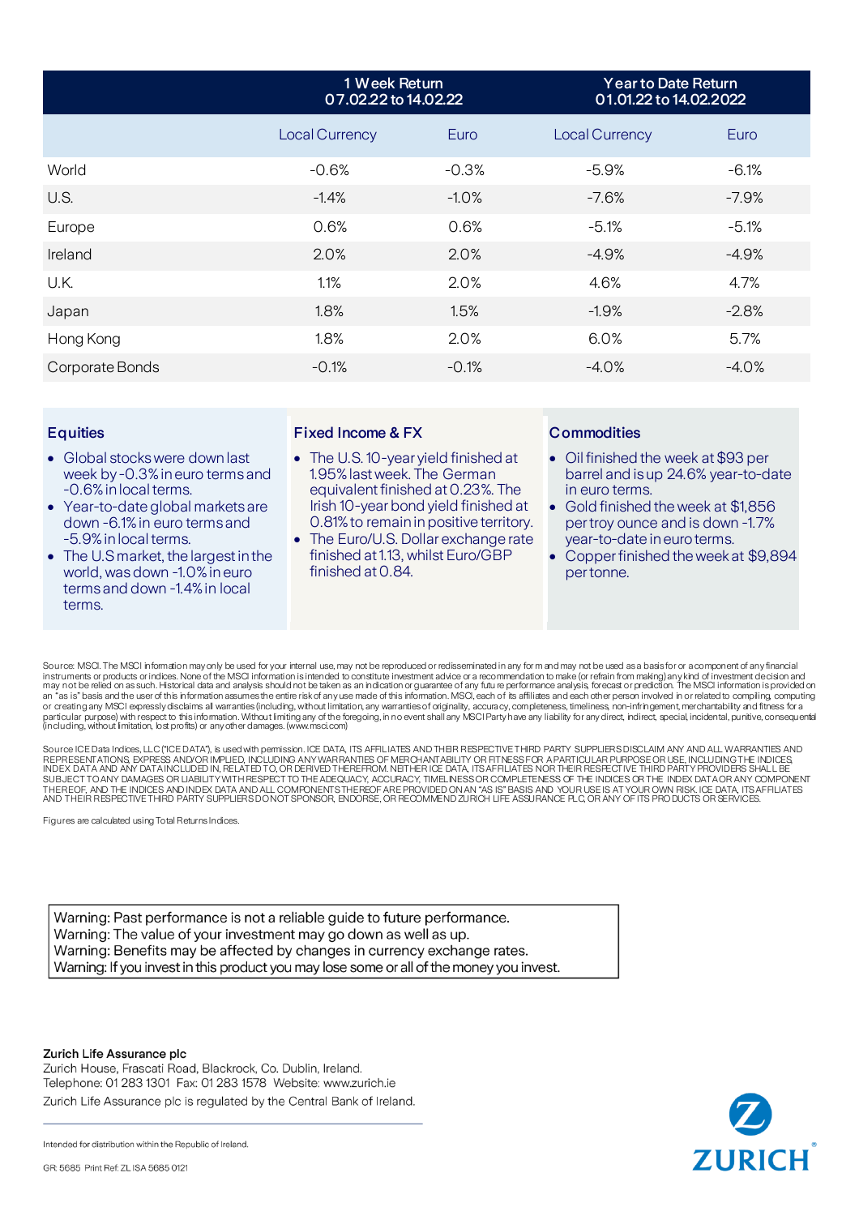| | 1 Week Return 07.02.22 to 14.02.22 | | Year to Date Return 01.01.22 to 14.02.2022 | |
|---|---|---|---|---|
| | Local Currency | Euro | Local Currency | Euro |
| World | -0.6% | -0.3% | -5.9% | -6.1% |
| U.S. | -1.4% | -1.0% | -7.6% | -7.9% |
| Europe | 0.6% | 0.6% | -5.1% | -5.1% |
| Ireland | 2.0% | 2.0% | -4.9% | -4.9% |
| U.K. | 1.1% | 2.0% | 4.6% | 4.7% |
| Japan | 1.8% | 1.5% | -1.9% | -2.8% |
| Hong Kong | 1.8% | 2.0% | 6.0% | 5.7% |
| Corporate Bonds | -0.1% | -0.1% | -4.0% | -4.0% |

### Equities

- Global stocks were down last week by -0.3% in euro terms and -0.6% in local terms.
- Year-to-date global markets are down -6.1% in euro terms and -5.9% in local terms.
- The U.S market, the largest in the world, was down -1.0% in euro terms and down -1.4% in local terms.

### Fixed Income & FX

- The U.S. 10-year yield finished at 1.95% last week. The German equivalent finished at 0.23%. The Irish 10-year bond yield finished at 0.81% to remain in positive territory.
- The Euro/U.S. Dollar exchange rate finished at 1.13, whilst Euro/GBP finished at 0.84.

### Commodities

- Oil finished the week at $93 per barrel and is up 24.6% year-to-date in euro terms.
- Gold finished the week at $1,856 per troy ounce and is down -1.7% year-to-date in euro terms.
- Copper finished the week at $9,894 per tonne.

Source: MSCI. The MSCI information may only be used for your internal use, may not be reproduced or redisseminated in any form and may not be used as a basis for or a component of any financial instruments or products or indices. None of the MSCI information is intended to constitute investment advice or a recommendation to make (or refrain from making) any kind of investment decision and may not be relied on as such. Historical data and analysis should not be taken as an indication or guarantee of any future performance analysis, forecast or prediction. The MSCI information is provided on an "as is" basis and the user of this information assumes the entire risk of any use made of this information. MSCI, each of its affiliates and each other person involved in or related to compiling, computing or creating any MSCI expressly disclaims all warranties (including, without limitation, any warranties of originality, accuracy, completeness, timeliness, non-infringement, merchantability and fitness for a particular purpose) with respect to this information. Without limiting any of the foregoing, in no event shall any MSCI Party have any liability for any direct, indirect, special, incidental, punitive, consequential (including, without limitation, lost profits) or any other damages. (www.msci.com)

Source ICE Data Indices, LLC ("ICE DATA"), is used with permission. ICE DATA, ITS AFFILIATES AND THEIR RESPECTIVE THIRD PARTY SUPPLIERS DISCLAIM ANY AND ALL WARRANTIES AND REPRESENTATIONS, EXPRESS AND/OR IMPLIED, INCLUDING ANY WARRANTIES OF MERCHANTABILITY OR FITNESS FOR A PARTICULAR PURPOSE OR USE, INCLUDING THE INDICES, INDEX DATA AND ANY DATA INCLUDED IN, RELATED TO, OR DERIVED THEREFROM. NEITHER ICE DATA, ITS AFFILIATES NOR THEIR RESPECTIVE THIRD PARTY PROVIDERS SHALL BE SUBJECT TO ANY DAMAGES OR LIABILITY WITH RESPECT TO THE ADEQUACY, ACCURACY, TIMELINESS OR COMPLETENESS OF THE INDICES OR THE INDEX DATA OR ANY COMPONENT THEREOF, AND THE INDICES AND INDEX DATA AND ALL COMPONENTS THEREOF ARE PROVIDED ON AN "AS IS" BASIS AND YOUR USE IS AT YOUR OWN RISK. ICE DATA, ITS AFFILIATES AND THEIR RESPECTIVE THIRD PARTY SUPPLIERS DO NOT SPONSOR, ENDORSE, OR RECOMMEND ZURICH LIFE ASSURANCE PLC, OR ANY OF ITS PRODUCTS OR SERVICES.

Figures are calculated using Total Returns Indices.

Warning: Past performance is not a reliable guide to future performance.
Warning: The value of your investment may go down as well as up.
Warning: Benefits may be affected by changes in currency exchange rates.
Warning: If you invest in this product you may lose some or all of the money you invest.

**Zurich Life Assurance plc**
Zurich House, Frascati Road, Blackrock, Co. Dublin, Ireland.
Telephone: 01 283 1301 Fax: 01 283 1578 Website: www.zurich.ie
Zurich Life Assurance plc is regulated by the Central Bank of Ireland.

Intended for distribution within the Republic of Ireland.

GR: 5685 Print Ref: ZL ISA 5685 0121

ZURICH